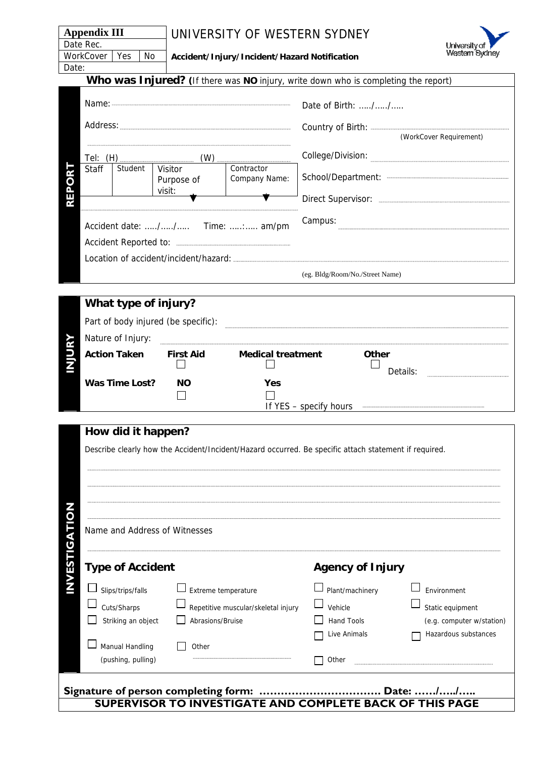| Appendix III | | |
|---|---|---|
| Date Rec. | | |
| WorkCover | Yes | No |
| Date: | | |

# UNIVERSITY OF WESTERN SYDNEY

**Accident/Injury/Incident/Hazard Notification**

## REPORT

**Who was Injured?** (If there was **NO** injury, write down who is completing the report)

Name: ..........................................................

Date of Birth: ...../...../.....

Address: ..........................................................

..........................................................

Country of Birth: ..........................................................
(WorkCover Requirement)

Tel: (H) .................... (W) ....................

College/Division: ..........................................................

| Staff | Student | Visitor Purpose of visit: | Contractor Company Name: |
|---|---|---|---|
| | | | |

School/Department: ..........................................................

Direct Supervisor: ..........................................................

Campus: ..........................................................

Accident date: ...../...../.....   Time: .....:..... am/pm

Accident Reported to: ..........................................................

Location of accident/incident/hazard: ..........................................................
(eg. Bldg/Room/No./Street Name)

## INJURY

**What type of injury?**

Part of body injured (be specific): ..........................................................

Nature of Injury: ..........................................................

| **Action Taken** | **First Aid** | **Medical treatment** | **Other** |
|---|---|---|---|
| | ☐ | ☐ | ☐ Details: .................... |
| **Was Time Lost?** | **NO** | **Yes** | |
| | ☐ | ☐ If YES – specify hours .................... | |

## INVESTIGATION

**How did it happen?**

Describe clearly how the Accident/Incident/Hazard occurred. Be specific attach statement if required.

..........................................................

..........................................................

..........................................................

..........................................................

Name and Address of Witnesses

..........................................................

**Type of Accident**

- ☐ Slips/trips/falls
- ☐ Cuts/Sharps
- ☐ Striking an object
- ☐ Manual Handling (pushing, pulling)
- ☐ Extreme temperature
- ☐ Repetitive muscular/skeletal injury
- ☐ Abrasions/Bruise
- ☐ Other ....................

**Agency of Injury**

- ☐ Plant/machinery
- ☐ Vehicle
- ☐ Hand Tools
- ☐ Live Animals
- ☐ Other ....................
- ☐ Environment
- ☐ Static equipment (e.g. computer w/station)
- ☐ Hazardous substances

**Signature of person completing form: .................................. Date: ....../...../.....**

**SUPERVISOR TO INVESTIGATE AND COMPLETE BACK OF THIS PAGE**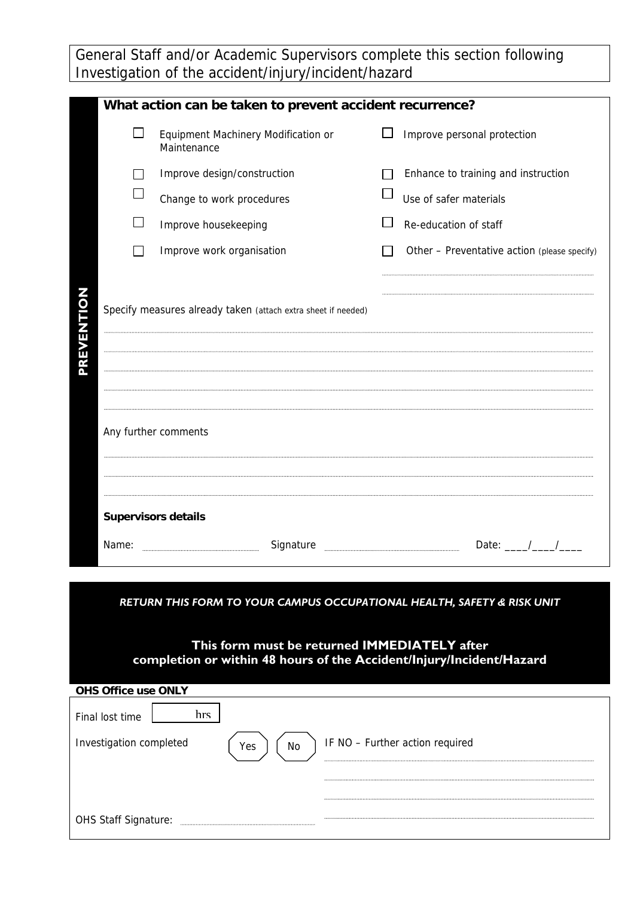General Staff and/or Academic Supervisors complete this section following Investigation of the accident/injury/incident/hazard

## PREVENTION

**What action can be taken to prevent accident recurrence?**

- ☐ Equipment Machinery Modification or Maintenance
- ☐ Improve personal protection
- ☐ Improve design/construction
- ☐ Enhance to training and instruction
- ☐ Change to work procedures
- ☐ Use of safer materials
- ☐ Improve housekeeping
- ☐ Re-education of staff
- ☐ Improve work organisation
- ☐ Other – Preventative action (please specify)

..............................................................................................

..............................................................................................

Specify measures already taken (attach extra sheet if needed)

..............................................................................................

..............................................................................................

..............................................................................................

..............................................................................................

..............................................................................................

Any further comments

..............................................................................................

..............................................................................................

..............................................................................................

**Supervisors details**

Name: .............................. Signature .............................. Date: ____/____/____

***RETURN THIS FORM TO YOUR CAMPUS OCCUPATIONAL HEALTH, SAFETY & RISK UNIT***

**This form must be returned IMMEDIATELY after completion or within 48 hours of the Accident/Injury/Incident/Hazard**

**OHS Office use ONLY**

Final lost time [ hrs ]

Investigation completed ( Yes ) ( No ) IF NO – Further action required

..............................................................................................

..............................................................................................

..............................................................................................

OHS Staff Signature: .............................. ..............................................................................................